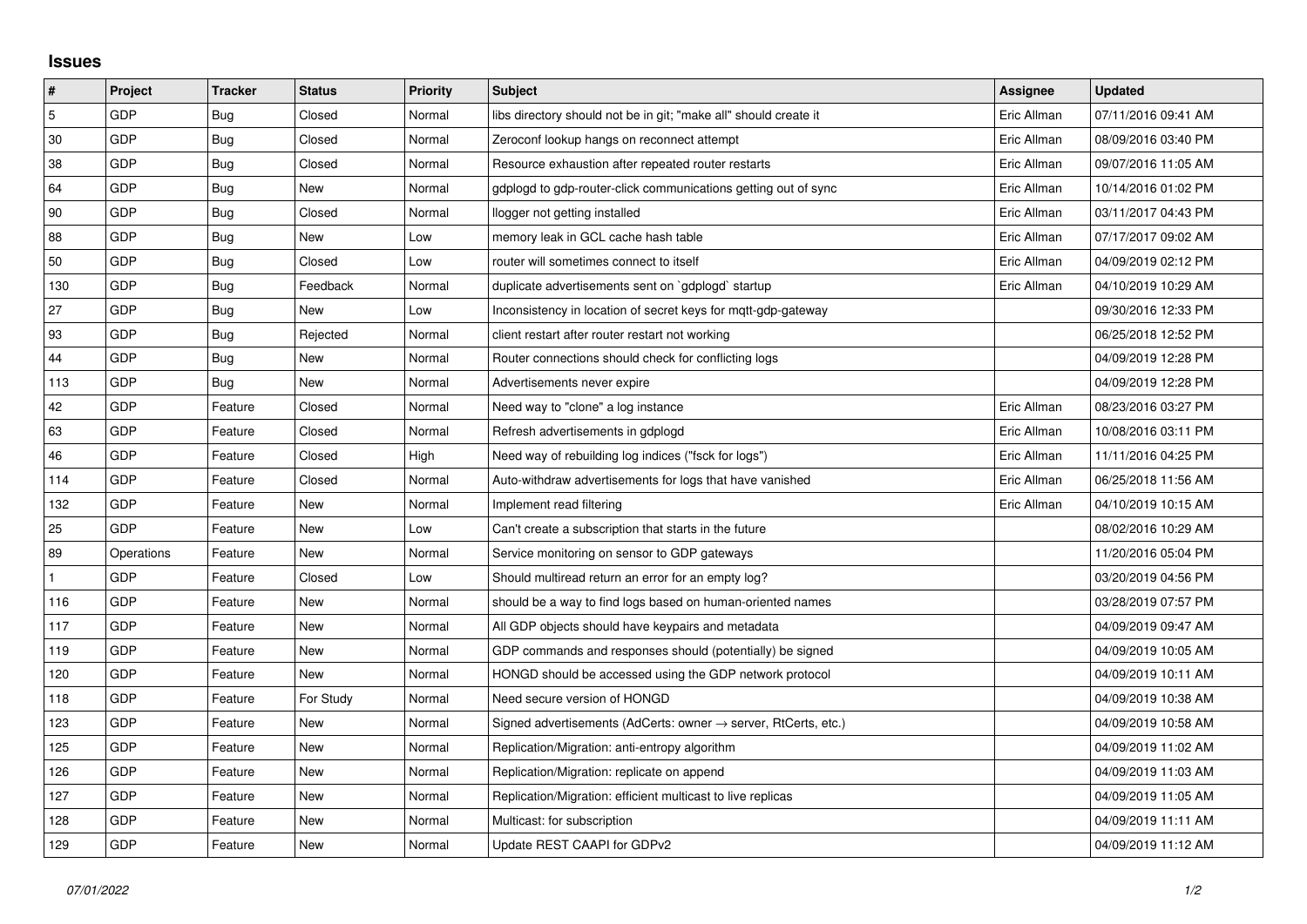## Issues

| # | Project | Tracker | Status | Priority | Subject | Assignee | Updated |
|---|---|---|---|---|---|---|---|
| 5 | GDP | Bug | Closed | Normal | libs directory should not be in git; "make all" should create it | Eric Allman | 07/11/2016 09:41 AM |
| 30 | GDP | Bug | Closed | Normal | Zeroconf lookup hangs on reconnect attempt | Eric Allman | 08/09/2016 03:40 PM |
| 38 | GDP | Bug | Closed | Normal | Resource exhaustion after repeated router restarts | Eric Allman | 09/07/2016 11:05 AM |
| 64 | GDP | Bug | New | Normal | gdplogd to gdp-router-click communications getting out of sync | Eric Allman | 10/14/2016 01:02 PM |
| 90 | GDP | Bug | Closed | Normal | llogger not getting installed | Eric Allman | 03/11/2017 04:43 PM |
| 88 | GDP | Bug | New | Low | memory leak in GCL cache hash table | Eric Allman | 07/17/2017 09:02 AM |
| 50 | GDP | Bug | Closed | Low | router will sometimes connect to itself | Eric Allman | 04/09/2019 02:12 PM |
| 130 | GDP | Bug | Feedback | Normal | duplicate advertisements sent on `gdplogd` startup | Eric Allman | 04/10/2019 10:29 AM |
| 27 | GDP | Bug | New | Low | Inconsistency in location of secret keys for mqtt-gdp-gateway | | 09/30/2016 12:33 PM |
| 93 | GDP | Bug | Rejected | Normal | client restart after router restart not working | | 06/25/2018 12:52 PM |
| 44 | GDP | Bug | New | Normal | Router connections should check for conflicting logs | | 04/09/2019 12:28 PM |
| 113 | GDP | Bug | New | Normal | Advertisements never expire | | 04/09/2019 12:28 PM |
| 42 | GDP | Feature | Closed | Normal | Need way to "clone" a log instance | Eric Allman | 08/23/2016 03:27 PM |
| 63 | GDP | Feature | Closed | Normal | Refresh advertisements in gdplogd | Eric Allman | 10/08/2016 03:11 PM |
| 46 | GDP | Feature | Closed | High | Need way of rebuilding log indices ("fsck for logs") | Eric Allman | 11/11/2016 04:25 PM |
| 114 | GDP | Feature | Closed | Normal | Auto-withdraw advertisements for logs that have vanished | Eric Allman | 06/25/2018 11:56 AM |
| 132 | GDP | Feature | New | Normal | Implement read filtering | Eric Allman | 04/10/2019 10:15 AM |
| 25 | GDP | Feature | New | Low | Can't create a subscription that starts in the future | | 08/02/2016 10:29 AM |
| 89 | Operations | Feature | New | Normal | Service monitoring on sensor to GDP gateways | | 11/20/2016 05:04 PM |
| 1 | GDP | Feature | Closed | Low | Should multiread return an error for an empty log? | | 03/20/2019 04:56 PM |
| 116 | GDP | Feature | New | Normal | should be a way to find logs based on human-oriented names | | 03/28/2019 07:57 PM |
| 117 | GDP | Feature | New | Normal | All GDP objects should have keypairs and metadata | | 04/09/2019 09:47 AM |
| 119 | GDP | Feature | New | Normal | GDP commands and responses should (potentially) be signed | | 04/09/2019 10:05 AM |
| 120 | GDP | Feature | New | Normal | HONGD should be accessed using the GDP network protocol | | 04/09/2019 10:11 AM |
| 118 | GDP | Feature | For Study | Normal | Need secure version of HONGD | | 04/09/2019 10:38 AM |
| 123 | GDP | Feature | New | Normal | Signed advertisements (AdCerts: owner → server, RtCerts, etc.) | | 04/09/2019 10:58 AM |
| 125 | GDP | Feature | New | Normal | Replication/Migration: anti-entropy algorithm | | 04/09/2019 11:02 AM |
| 126 | GDP | Feature | New | Normal | Replication/Migration: replicate on append | | 04/09/2019 11:03 AM |
| 127 | GDP | Feature | New | Normal | Replication/Migration: efficient multicast to live replicas | | 04/09/2019 11:05 AM |
| 128 | GDP | Feature | New | Normal | Multicast: for subscription | | 04/09/2019 11:11 AM |
| 129 | GDP | Feature | New | Normal | Update REST CAAPI for GDPv2 | | 04/09/2019 11:12 AM |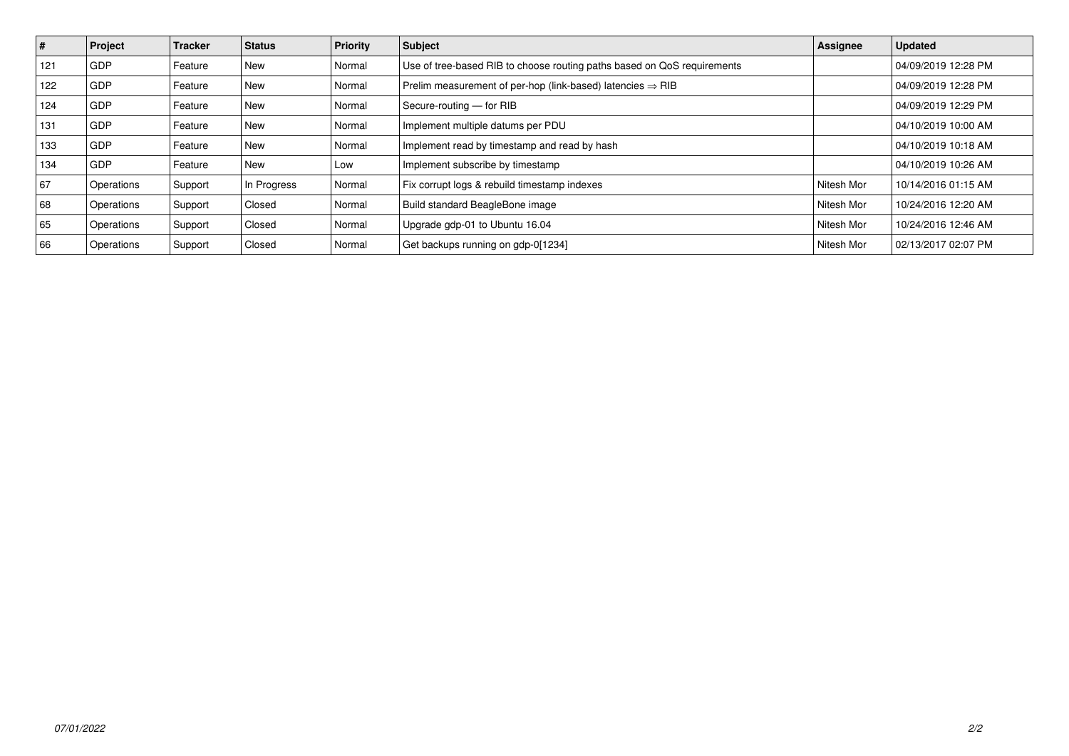| # | Project | Tracker | Status | Priority | Subject | Assignee | Updated |
|---|---|---|---|---|---|---|---|
| 121 | GDP | Feature | New | Normal | Use of tree-based RIB to choose routing paths based on QoS requirements | | 04/09/2019 12:28 PM |
| 122 | GDP | Feature | New | Normal | Prelim measurement of per-hop (link-based) latencies ⇒ RIB | | 04/09/2019 12:28 PM |
| 124 | GDP | Feature | New | Normal | Secure-routing — for RIB | | 04/09/2019 12:29 PM |
| 131 | GDP | Feature | New | Normal | Implement multiple datums per PDU | | 04/10/2019 10:00 AM |
| 133 | GDP | Feature | New | Normal | Implement read by timestamp and read by hash | | 04/10/2019 10:18 AM |
| 134 | GDP | Feature | New | Low | Implement subscribe by timestamp | | 04/10/2019 10:26 AM |
| 67 | Operations | Support | In Progress | Normal | Fix corrupt logs & rebuild timestamp indexes | Nitesh Mor | 10/14/2016 01:15 AM |
| 68 | Operations | Support | Closed | Normal | Build standard BeagleBone image | Nitesh Mor | 10/24/2016 12:20 AM |
| 65 | Operations | Support | Closed | Normal | Upgrade gdp-01 to Ubuntu 16.04 | Nitesh Mor | 10/24/2016 12:46 AM |
| 66 | Operations | Support | Closed | Normal | Get backups running on gdp-0[1234] | Nitesh Mor | 02/13/2017 02:07 PM |